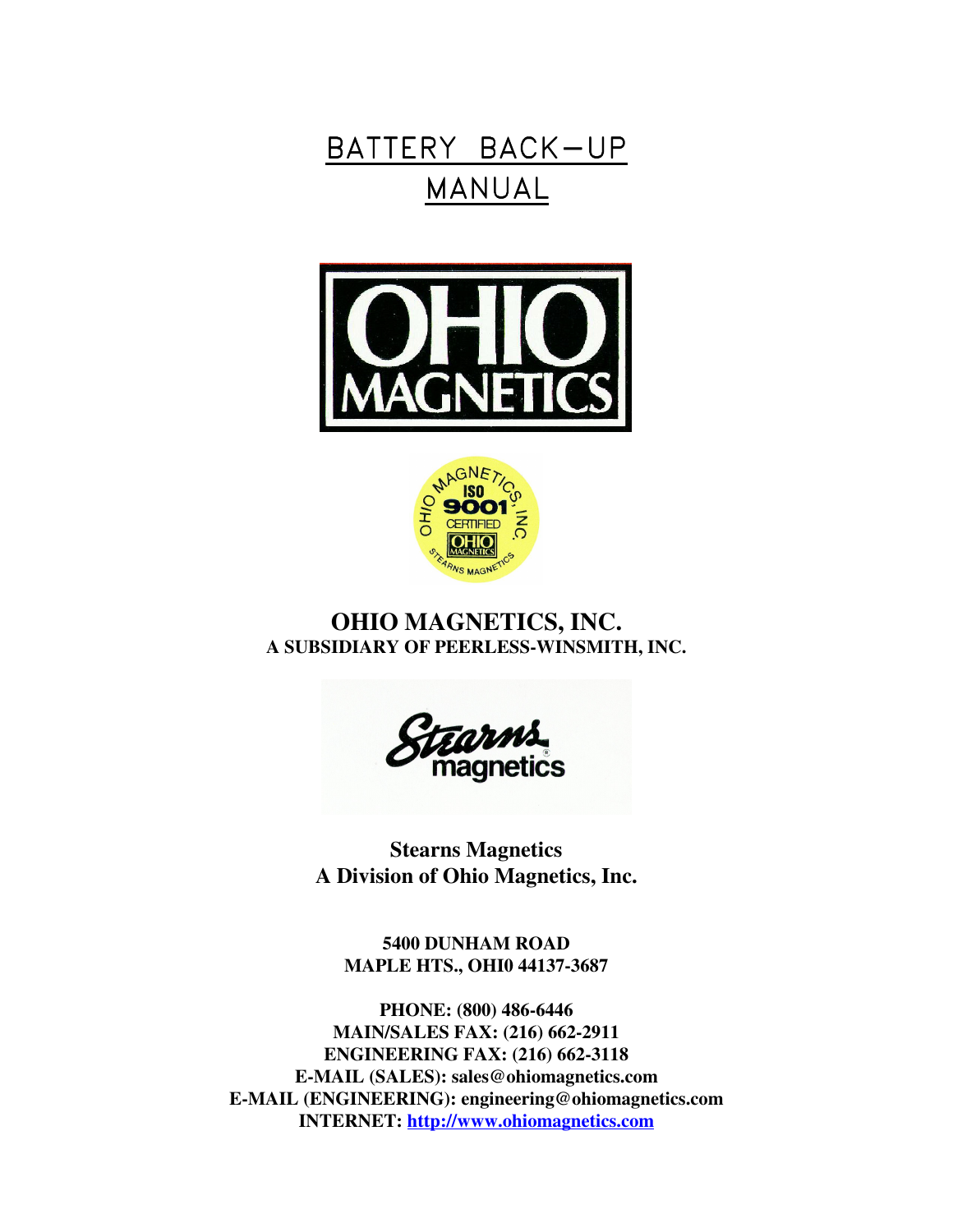# BATTERY BACK-UP MANUAL

OHIO MAGNETICS

OHIO MAGNETICS, INC. ISO 9001 CERTIFIED OHIO MAGNETICS STEARNS MAGNETICS

**OHIO MAGNETICS, INC.**
**A SUBSIDIARY OF PEERLESS-WINSMITH, INC.**

Stearns magnetics

**Stearns Magnetics**
**A Division of Ohio Magnetics, Inc.**

**5400 DUNHAM ROAD**
**MAPLE HTS., OHI0 44137-3687**

**PHONE: (800) 486-6446**
**MAIN/SALES FAX: (216) 662-2911**
**ENGINEERING FAX: (216) 662-3118**
**E-MAIL (SALES): sales@ohiomagnetics.com**
**E-MAIL (ENGINEERING): engineering@ohiomagnetics.com**
**INTERNET: [http://www.ohiomagnetics.com](http://www.ohiomagnetics.com)**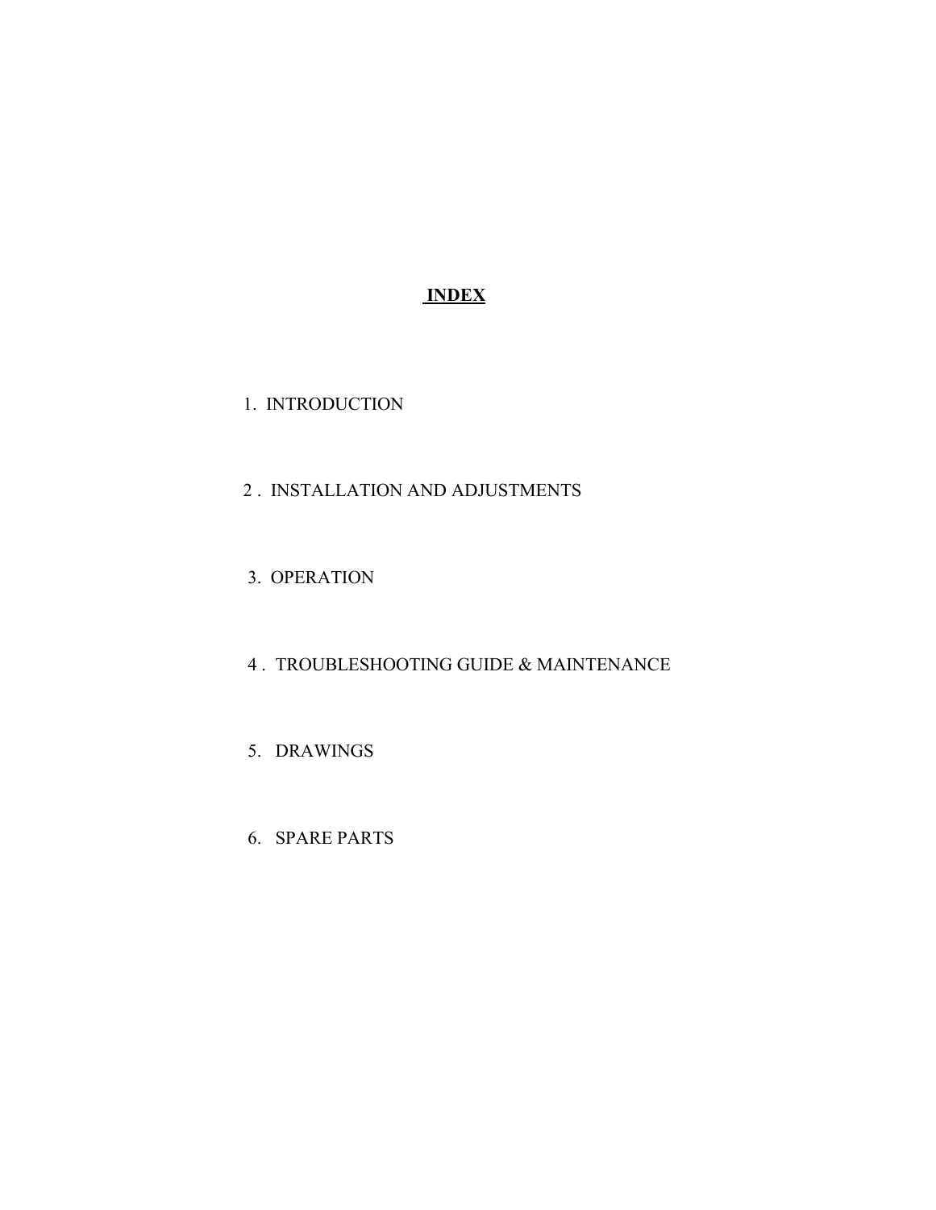# INDEX

1. INTRODUCTION

2. INSTALLATION AND ADJUSTMENTS

3. OPERATION

4. TROUBLESHOOTING GUIDE & MAINTENANCE

5. DRAWINGS

6. SPARE PARTS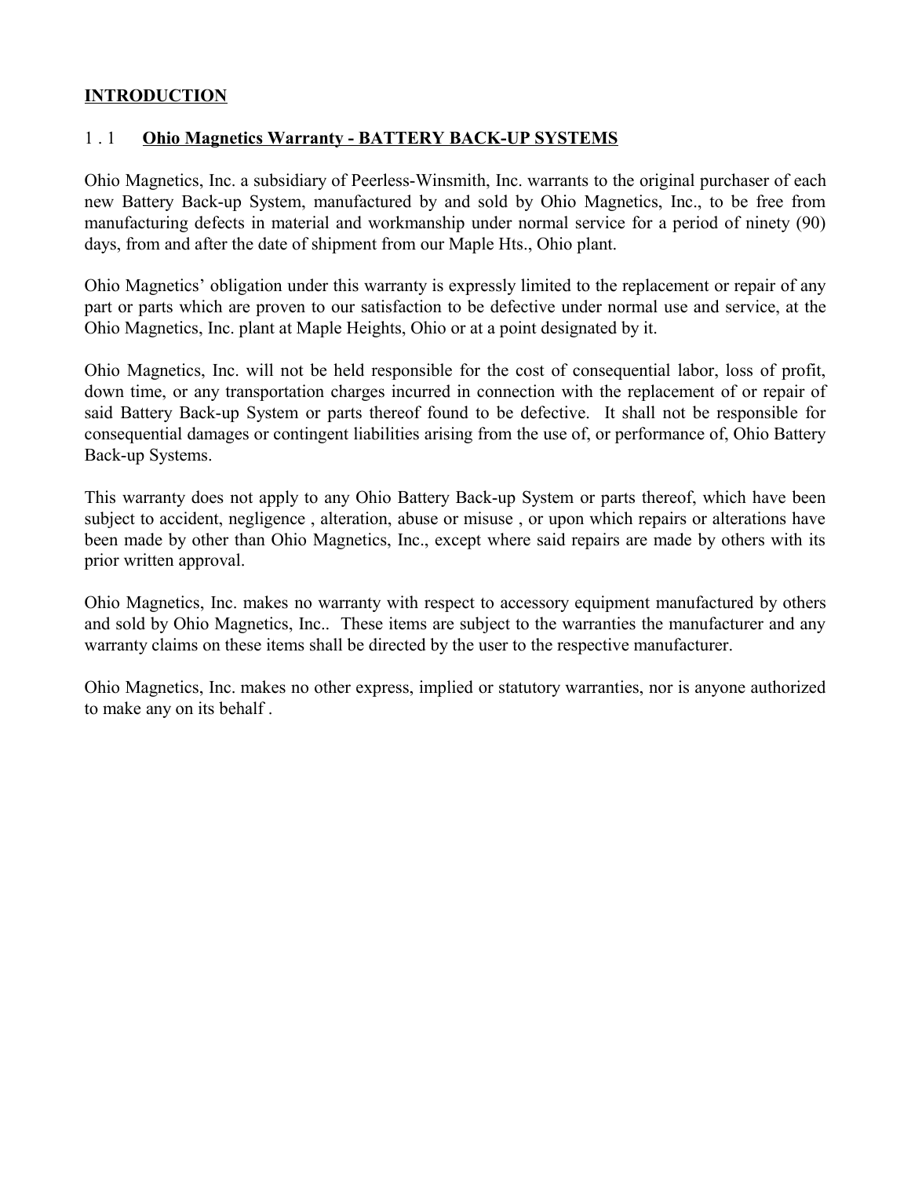## INTRODUCTION

### 1 . 1 **Ohio Magnetics Warranty - BATTERY BACK-UP SYSTEMS**

Ohio Magnetics, Inc. a subsidiary of Peerless-Winsmith, Inc. warrants to the original purchaser of each new Battery Back-up System, manufactured by and sold by Ohio Magnetics, Inc., to be free from manufacturing defects in material and workmanship under normal service for a period of ninety (90) days, from and after the date of shipment from our Maple Hts., Ohio plant.

Ohio Magnetics' obligation under this warranty is expressly limited to the replacement or repair of any part or parts which are proven to our satisfaction to be defective under normal use and service, at the Ohio Magnetics, Inc. plant at Maple Heights, Ohio or at a point designated by it.

Ohio Magnetics, Inc. will not be held responsible for the cost of consequential labor, loss of profit, down time, or any transportation charges incurred in connection with the replacement of or repair of said Battery Back-up System or parts thereof found to be defective. It shall not be responsible for consequential damages or contingent liabilities arising from the use of, or performance of, Ohio Battery Back-up Systems.

This warranty does not apply to any Ohio Battery Back-up System or parts thereof, which have been subject to accident, negligence , alteration, abuse or misuse , or upon which repairs or alterations have been made by other than Ohio Magnetics, Inc., except where said repairs are made by others with its prior written approval.

Ohio Magnetics, Inc. makes no warranty with respect to accessory equipment manufactured by others and sold by Ohio Magnetics, Inc.. These items are subject to the warranties the manufacturer and any warranty claims on these items shall be directed by the user to the respective manufacturer.

Ohio Magnetics, Inc. makes no other express, implied or statutory warranties, nor is anyone authorized to make any on its behalf .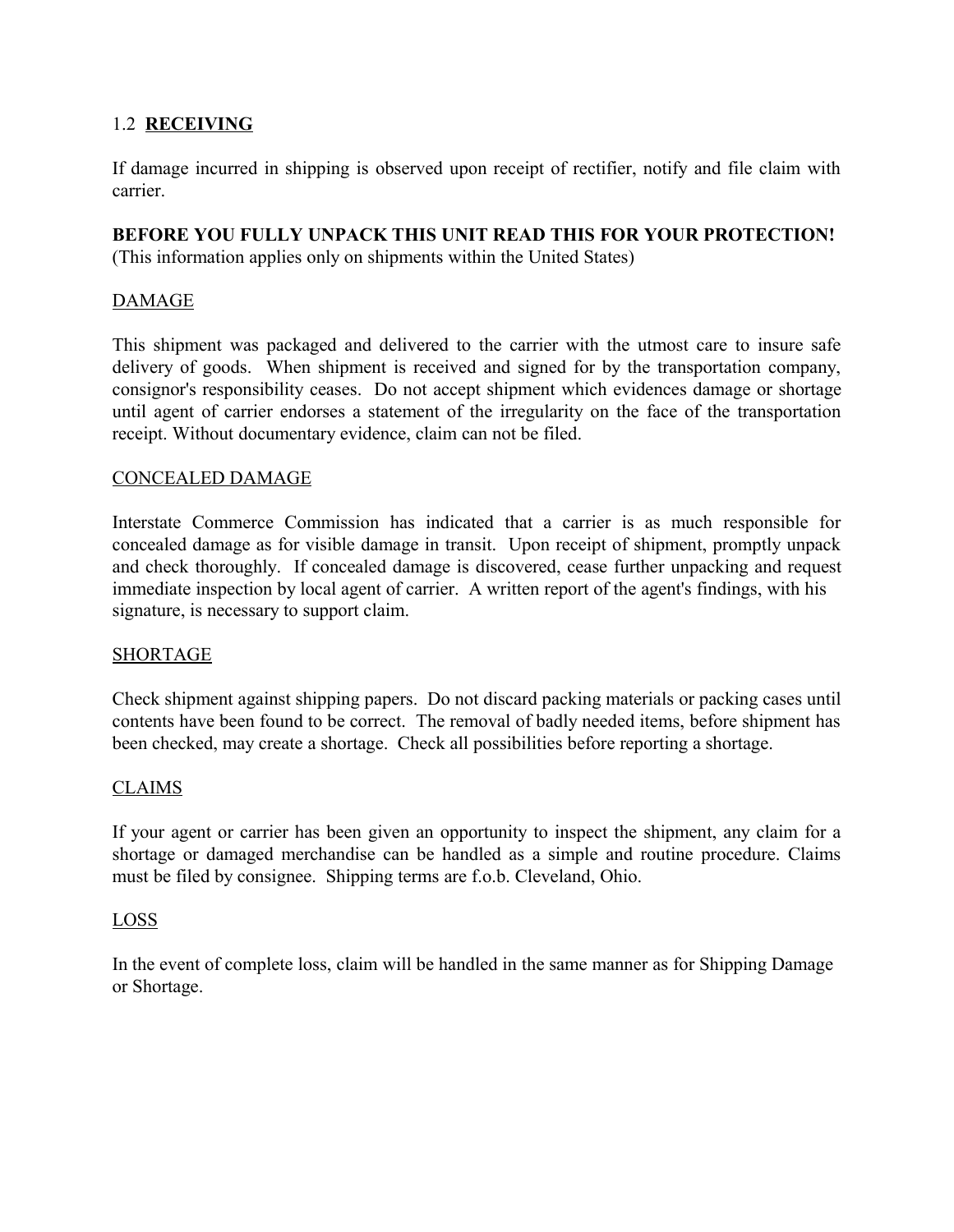## 1.2 **RECEIVING**

If damage incurred in shipping is observed upon receipt of rectifier, notify and file claim with carrier.

**BEFORE YOU FULLY UNPACK THIS UNIT READ THIS FOR YOUR PROTECTION!**
(This information applies only on shipments within the United States)

### DAMAGE

This shipment was packaged and delivered to the carrier with the utmost care to insure safe delivery of goods. When shipment is received and signed for by the transportation company, consignor's responsibility ceases. Do not accept shipment which evidences damage or shortage until agent of carrier endorses a statement of the irregularity on the face of the transportation receipt. Without documentary evidence, claim can not be filed.

### CONCEALED DAMAGE

Interstate Commerce Commission has indicated that a carrier is as much responsible for concealed damage as for visible damage in transit. Upon receipt of shipment, promptly unpack and check thoroughly. If concealed damage is discovered, cease further unpacking and request immediate inspection by local agent of carrier. A written report of the agent's findings, with his signature, is necessary to support claim.

### SHORTAGE

Check shipment against shipping papers. Do not discard packing materials or packing cases until contents have been found to be correct. The removal of badly needed items, before shipment has been checked, may create a shortage. Check all possibilities before reporting a shortage.

### CLAIMS

If your agent or carrier has been given an opportunity to inspect the shipment, any claim for a shortage or damaged merchandise can be handled as a simple and routine procedure. Claims must be filed by consignee. Shipping terms are f.o.b. Cleveland, Ohio.

### LOSS

In the event of complete loss, claim will be handled in the same manner as for Shipping Damage or Shortage.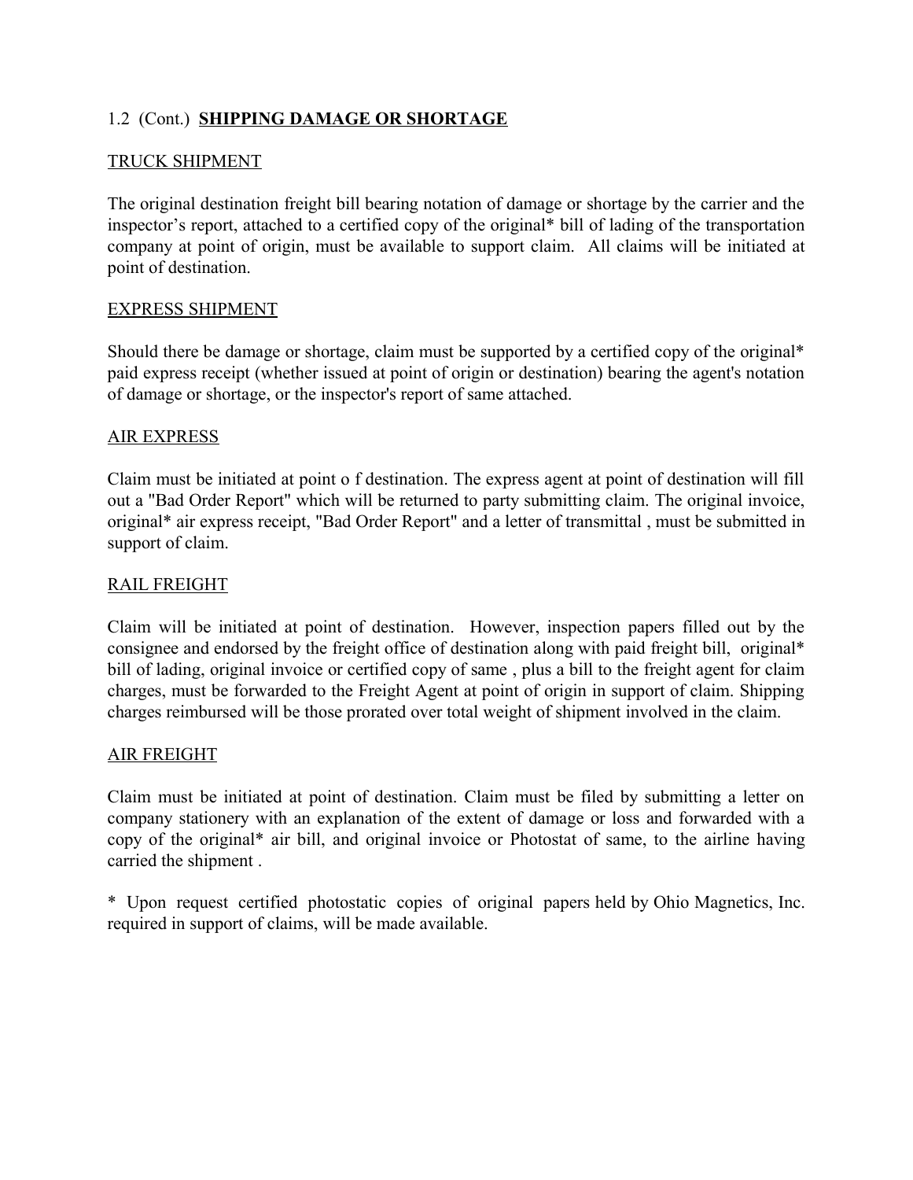## 1.2 (Cont.) **SHIPPING DAMAGE OR SHORTAGE**

### TRUCK SHIPMENT

The original destination freight bill bearing notation of damage or shortage by the carrier and the inspector's report, attached to a certified copy of the original* bill of lading of the transportation company at point of origin, must be available to support claim. All claims will be initiated at point of destination.

### EXPRESS SHIPMENT

Should there be damage or shortage, claim must be supported by a certified copy of the original* paid express receipt (whether issued at point of origin or destination) bearing the agent's notation of damage or shortage, or the inspector's report of same attached.

### AIR EXPRESS

Claim must be initiated at point o f destination. The express agent at point of destination will fill out a "Bad Order Report" which will be returned to party submitting claim. The original invoice, original* air express receipt, "Bad Order Report" and a letter of transmittal , must be submitted in support of claim.

### RAIL FREIGHT

Claim will be initiated at point of destination. However, inspection papers filled out by the consignee and endorsed by the freight office of destination along with paid freight bill, original* bill of lading, original invoice or certified copy of same , plus a bill to the freight agent for claim charges, must be forwarded to the Freight Agent at point of origin in support of claim. Shipping charges reimbursed will be those prorated over total weight of shipment involved in the claim.

### AIR FREIGHT

Claim must be initiated at point of destination. Claim must be filed by submitting a letter on company stationery with an explanation of the extent of damage or loss and forwarded with a copy of the original* air bill, and original invoice or Photostat of same, to the airline having carried the shipment .

* Upon request certified photostatic copies of original papers held by Ohio Magnetics, Inc. required in support of claims, will be made available.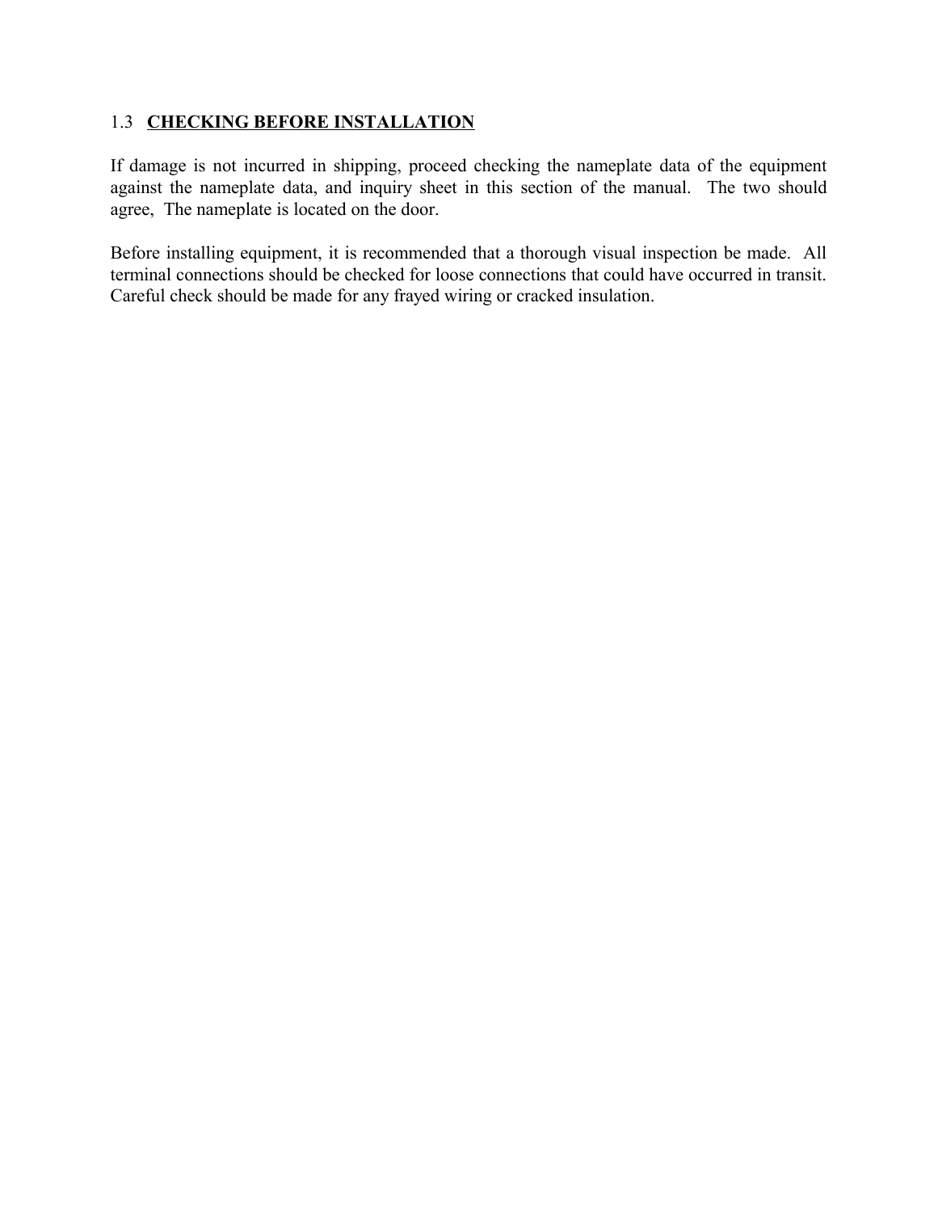## 1.3 **CHECKING BEFORE INSTALLATION**

If damage is not incurred in shipping, proceed checking the nameplate data of the equipment against the nameplate data, and inquiry sheet in this section of the manual. The two should agree, The nameplate is located on the door.

Before installing equipment, it is recommended that a thorough visual inspection be made. All terminal connections should be checked for loose connections that could have occurred in transit. Careful check should be made for any frayed wiring or cracked insulation.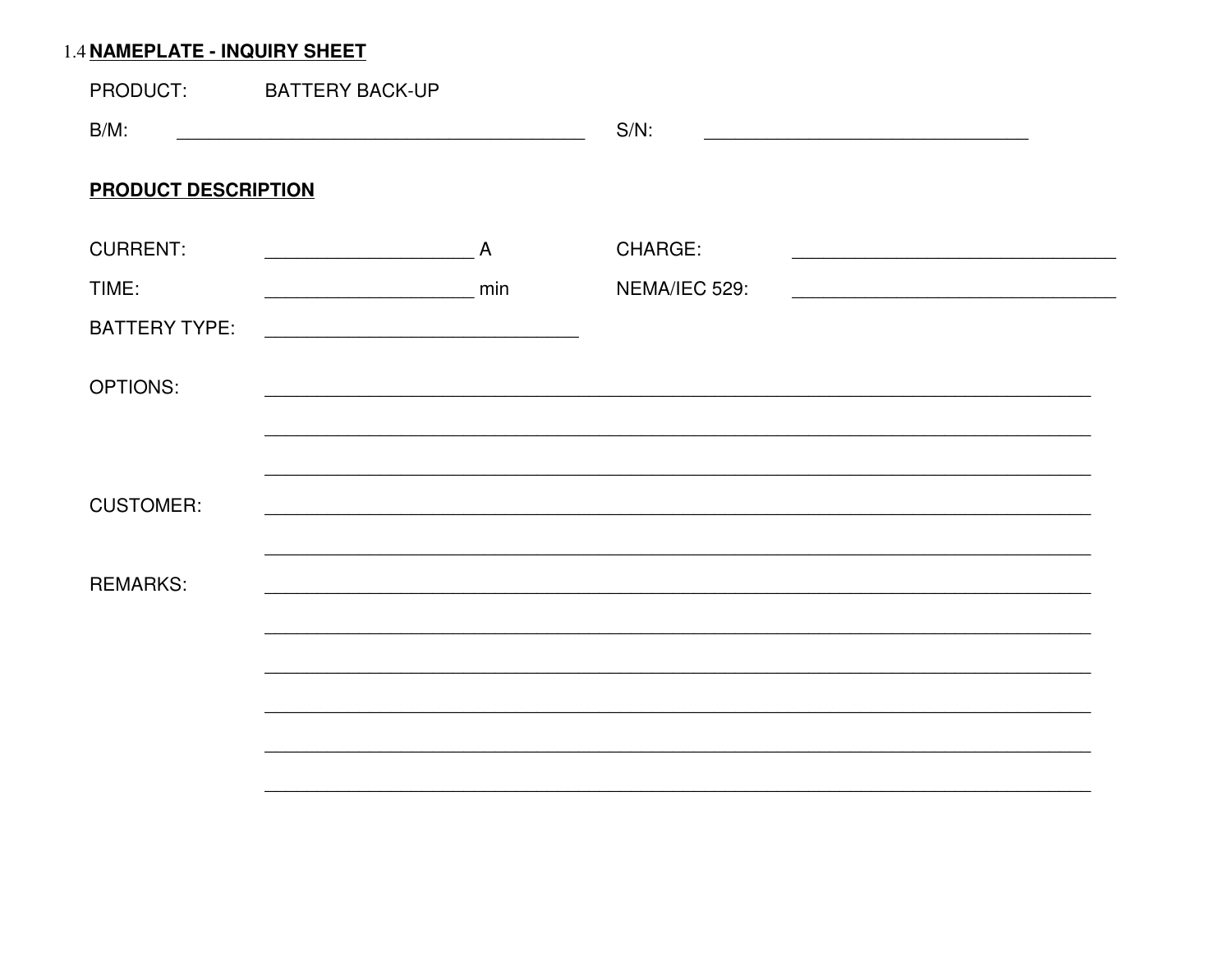## 1.4 NAMEPLATE - INQUIRY SHEET

PRODUCT: BATTERY BACK-UP

B/M: ________________________________________ S/N: ________________________________

**PRODUCT DESCRIPTION**

CURRENT: ____________________ A CHARGE: ________________________________

TIME: ____________________ min NEMA/IEC 529: ________________________________

BATTERY TYPE: ______________________________

OPTIONS: ________________________________________________________________________________

________________________________________________________________________________

________________________________________________________________________________

CUSTOMER: ________________________________________________________________________________

________________________________________________________________________________

REMARKS: ________________________________________________________________________________

________________________________________________________________________________

________________________________________________________________________________

________________________________________________________________________________

________________________________________________________________________________

________________________________________________________________________________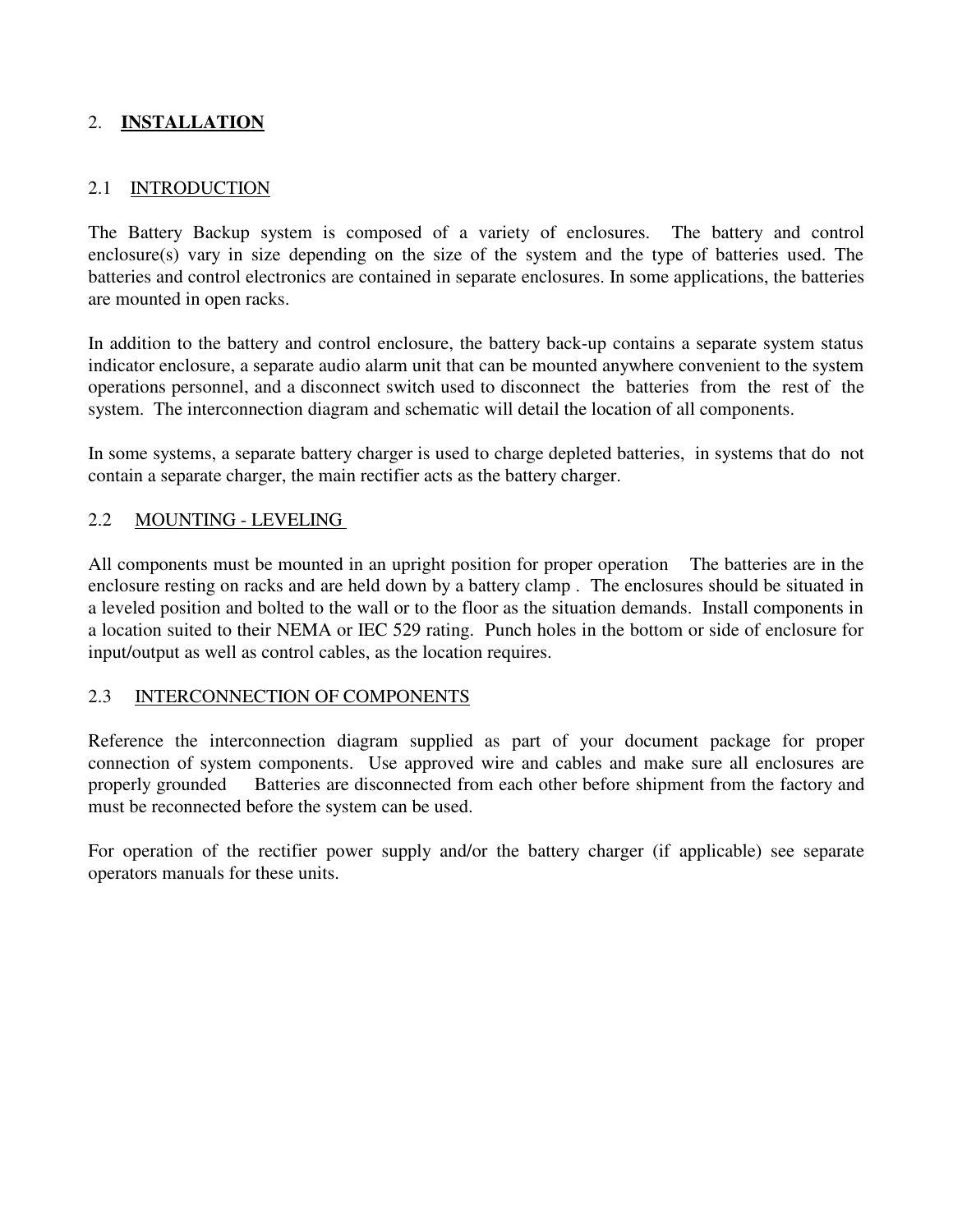# 2. **INSTALLATION**

## 2.1 INTRODUCTION

The Battery Backup system is composed of a variety of enclosures. The battery and control enclosure(s) vary in size depending on the size of the system and the type of batteries used. The batteries and control electronics are contained in separate enclosures. In some applications, the batteries are mounted in open racks.

In addition to the battery and control enclosure, the battery back-up contains a separate system status indicator enclosure, a separate audio alarm unit that can be mounted anywhere convenient to the system operations personnel, and a disconnect switch used to disconnect the batteries from the rest of the system. The interconnection diagram and schematic will detail the location of all components.

In some systems, a separate battery charger is used to charge depleted batteries, in systems that do not contain a separate charger, the main rectifier acts as the battery charger.

## 2.2 MOUNTING - LEVELING

All components must be mounted in an upright position for proper operation The batteries are in the enclosure resting on racks and are held down by a battery clamp . The enclosures should be situated in a leveled position and bolted to the wall or to the floor as the situation demands. Install components in a location suited to their NEMA or IEC 529 rating. Punch holes in the bottom or side of enclosure for input/output as well as control cables, as the location requires.

## 2.3 INTERCONNECTION OF COMPONENTS

Reference the interconnection diagram supplied as part of your document package for proper connection of system components. Use approved wire and cables and make sure all enclosures are properly grounded Batteries are disconnected from each other before shipment from the factory and must be reconnected before the system can be used.

For operation of the rectifier power supply and/or the battery charger (if applicable) see separate operators manuals for these units.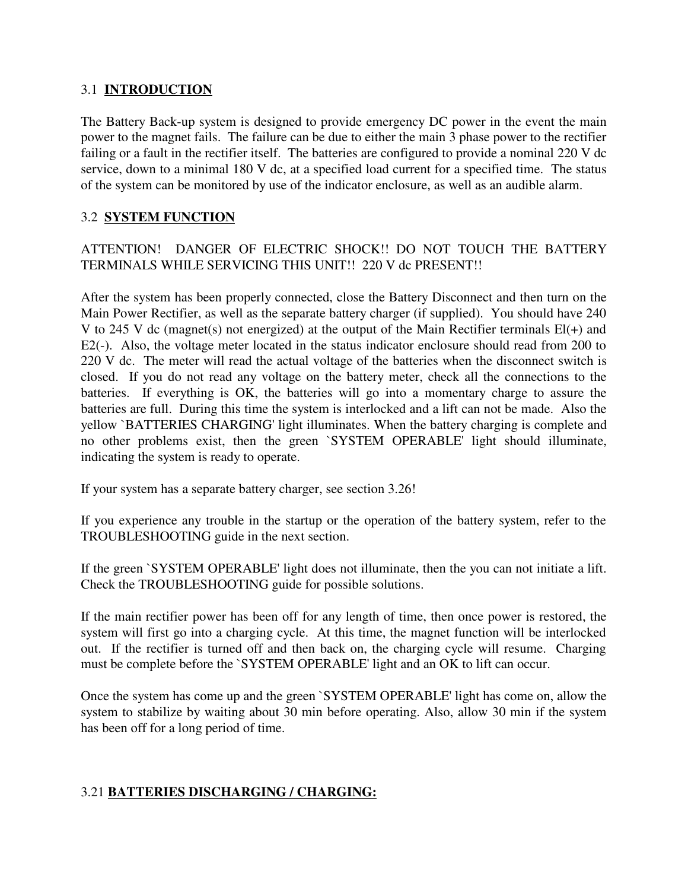## 3.1 **INTRODUCTION**

The Battery Back-up system is designed to provide emergency DC power in the event the main power to the magnet fails. The failure can be due to either the main 3 phase power to the rectifier failing or a fault in the rectifier itself. The batteries are configured to provide a nominal 220 V dc service, down to a minimal 180 V dc, at a specified load current for a specified time. The status of the system can be monitored by use of the indicator enclosure, as well as an audible alarm.

## 3.2 **SYSTEM FUNCTION**

ATTENTION! DANGER OF ELECTRIC SHOCK!! DO NOT TOUCH THE BATTERY TERMINALS WHILE SERVICING THIS UNIT!! 220 V dc PRESENT!!

After the system has been properly connected, close the Battery Disconnect and then turn on the Main Power Rectifier, as well as the separate battery charger (if supplied). You should have 240 V to 245 V dc (magnet(s) not energized) at the output of the Main Rectifier terminals El(+) and E2(-). Also, the voltage meter located in the status indicator enclosure should read from 200 to 220 V dc. The meter will read the actual voltage of the batteries when the disconnect switch is closed. If you do not read any voltage on the battery meter, check all the connections to the batteries. If everything is OK, the batteries will go into a momentary charge to assure the batteries are full. During this time the system is interlocked and a lift can not be made. Also the yellow `BATTERIES CHARGING' light illuminates. When the battery charging is complete and no other problems exist, then the green `SYSTEM OPERABLE' light should illuminate, indicating the system is ready to operate.

If your system has a separate battery charger, see section 3.26!

If you experience any trouble in the startup or the operation of the battery system, refer to the TROUBLESHOOTING guide in the next section.

If the green `SYSTEM OPERABLE' light does not illuminate, then the you can not initiate a lift. Check the TROUBLESHOOTING guide for possible solutions.

If the main rectifier power has been off for any length of time, then once power is restored, the system will first go into a charging cycle. At this time, the magnet function will be interlocked out. If the rectifier is turned off and then back on, the charging cycle will resume. Charging must be complete before the `SYSTEM OPERABLE' light and an OK to lift can occur.

Once the system has come up and the green `SYSTEM OPERABLE' light has come on, allow the system to stabilize by waiting about 30 min before operating. Also, allow 30 min if the system has been off for a long period of time.

### 3.21 **BATTERIES DISCHARGING / CHARGING:**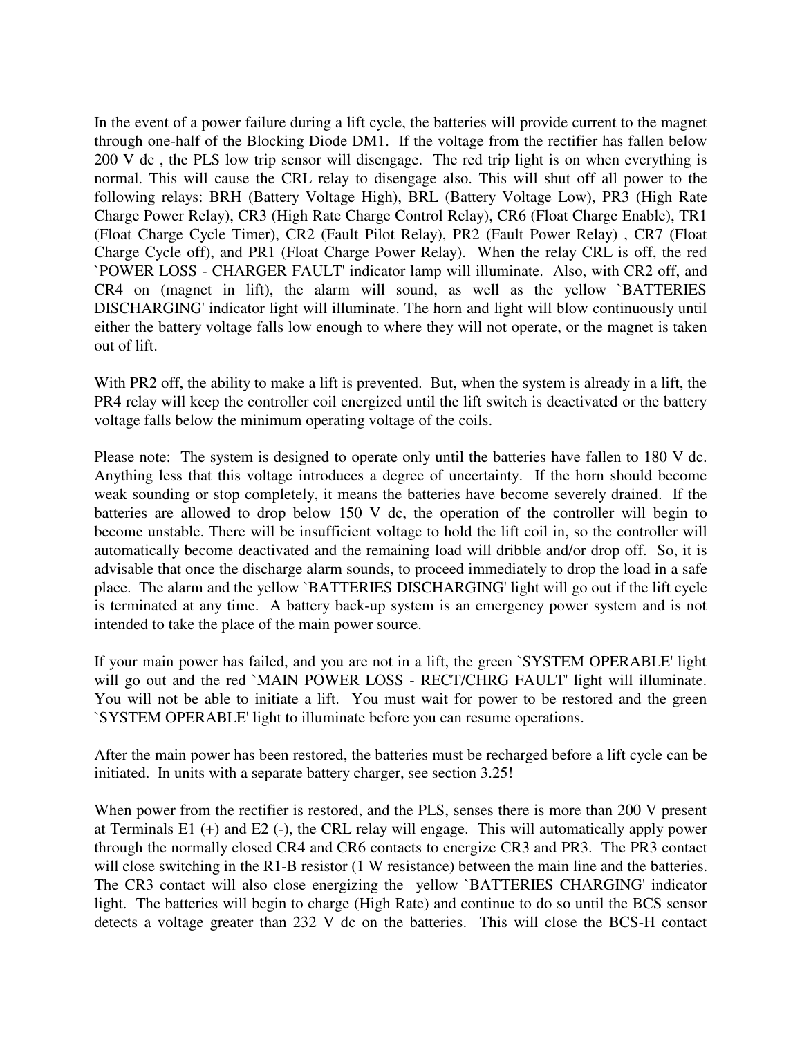In the event of a power failure during a lift cycle, the batteries will provide current to the magnet through one-half of the Blocking Diode DM1. If the voltage from the rectifier has fallen below 200 V dc , the PLS low trip sensor will disengage. The red trip light is on when everything is normal. This will cause the CRL relay to disengage also. This will shut off all power to the following relays: BRH (Battery Voltage High), BRL (Battery Voltage Low), PR3 (High Rate Charge Power Relay), CR3 (High Rate Charge Control Relay), CR6 (Float Charge Enable), TR1 (Float Charge Cycle Timer), CR2 (Fault Pilot Relay), PR2 (Fault Power Relay) , CR7 (Float Charge Cycle off), and PR1 (Float Charge Power Relay). When the relay CRL is off, the red `POWER LOSS - CHARGER FAULT' indicator lamp will illuminate. Also, with CR2 off, and CR4 on (magnet in lift), the alarm will sound, as well as the yellow `BATTERIES DISCHARGING' indicator light will illuminate. The horn and light will blow continuously until either the battery voltage falls low enough to where they will not operate, or the magnet is taken out of lift.

With PR2 off, the ability to make a lift is prevented. But, when the system is already in a lift, the PR4 relay will keep the controller coil energized until the lift switch is deactivated or the battery voltage falls below the minimum operating voltage of the coils.

Please note: The system is designed to operate only until the batteries have fallen to 180 V dc. Anything less that this voltage introduces a degree of uncertainty. If the horn should become weak sounding or stop completely, it means the batteries have become severely drained. If the batteries are allowed to drop below 150 V dc, the operation of the controller will begin to become unstable. There will be insufficient voltage to hold the lift coil in, so the controller will automatically become deactivated and the remaining load will dribble and/or drop off. So, it is advisable that once the discharge alarm sounds, to proceed immediately to drop the load in a safe place. The alarm and the yellow `BATTERIES DISCHARGING' light will go out if the lift cycle is terminated at any time. A battery back-up system is an emergency power system and is not intended to take the place of the main power source.

If your main power has failed, and you are not in a lift, the green `SYSTEM OPERABLE' light will go out and the red `MAIN POWER LOSS - RECT/CHRG FAULT' light will illuminate. You will not be able to initiate a lift. You must wait for power to be restored and the green `SYSTEM OPERABLE' light to illuminate before you can resume operations.

After the main power has been restored, the batteries must be recharged before a lift cycle can be initiated. In units with a separate battery charger, see section 3.25!

When power from the rectifier is restored, and the PLS, senses there is more than 200 V present at Terminals E1 (+) and E2 (-), the CRL relay will engage. This will automatically apply power through the normally closed CR4 and CR6 contacts to energize CR3 and PR3. The PR3 contact will close switching in the R1-B resistor (1 W resistance) between the main line and the batteries. The CR3 contact will also close energizing the yellow `BATTERIES CHARGING' indicator light. The batteries will begin to charge (High Rate) and continue to do so until the BCS sensor detects a voltage greater than 232 V dc on the batteries. This will close the BCS-H contact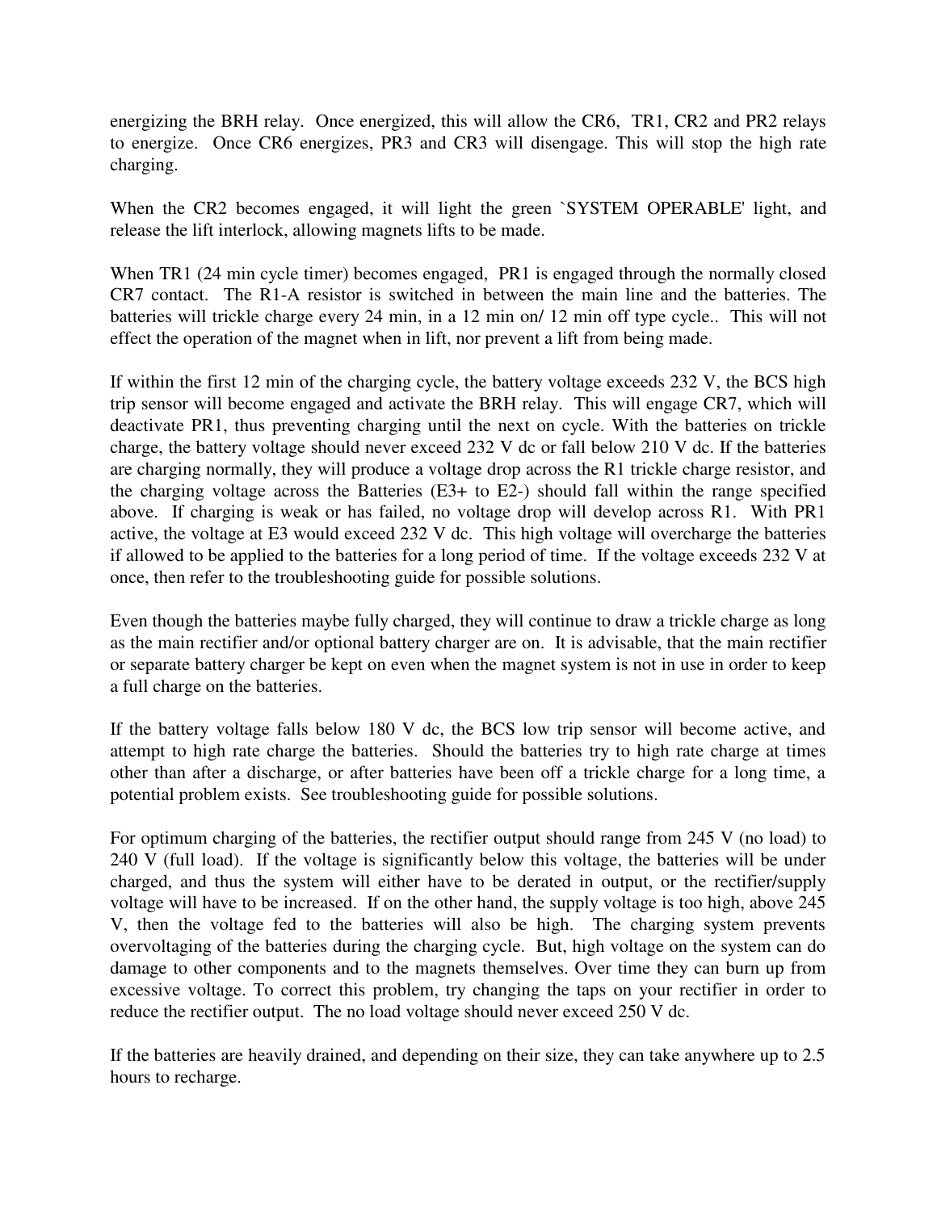energizing the BRH relay. Once energized, this will allow the CR6, TR1, CR2 and PR2 relays to energize. Once CR6 energizes, PR3 and CR3 will disengage. This will stop the high rate charging.

When the CR2 becomes engaged, it will light the green `SYSTEM OPERABLE' light, and release the lift interlock, allowing magnets lifts to be made.

When TR1 (24 min cycle timer) becomes engaged, PR1 is engaged through the normally closed CR7 contact. The R1-A resistor is switched in between the main line and the batteries. The batteries will trickle charge every 24 min, in a 12 min on/ 12 min off type cycle.. This will not effect the operation of the magnet when in lift, nor prevent a lift from being made.

If within the first 12 min of the charging cycle, the battery voltage exceeds 232 V, the BCS high trip sensor will become engaged and activate the BRH relay. This will engage CR7, which will deactivate PR1, thus preventing charging until the next on cycle. With the batteries on trickle charge, the battery voltage should never exceed 232 V dc or fall below 210 V dc. If the batteries are charging normally, they will produce a voltage drop across the R1 trickle charge resistor, and the charging voltage across the Batteries (E3+ to E2-) should fall within the range specified above. If charging is weak or has failed, no voltage drop will develop across R1. With PR1 active, the voltage at E3 would exceed 232 V dc. This high voltage will overcharge the batteries if allowed to be applied to the batteries for a long period of time. If the voltage exceeds 232 V at once, then refer to the troubleshooting guide for possible solutions.

Even though the batteries maybe fully charged, they will continue to draw a trickle charge as long as the main rectifier and/or optional battery charger are on. It is advisable, that the main rectifier or separate battery charger be kept on even when the magnet system is not in use in order to keep a full charge on the batteries.

If the battery voltage falls below 180 V dc, the BCS low trip sensor will become active, and attempt to high rate charge the batteries. Should the batteries try to high rate charge at times other than after a discharge, or after batteries have been off a trickle charge for a long time, a potential problem exists. See troubleshooting guide for possible solutions.

For optimum charging of the batteries, the rectifier output should range from 245 V (no load) to 240 V (full load). If the voltage is significantly below this voltage, the batteries will be under charged, and thus the system will either have to be derated in output, or the rectifier/supply voltage will have to be increased. If on the other hand, the supply voltage is too high, above 245 V, then the voltage fed to the batteries will also be high. The charging system prevents overvoltaging of the batteries during the charging cycle. But, high voltage on the system can do damage to other components and to the magnets themselves. Over time they can burn up from excessive voltage. To correct this problem, try changing the taps on your rectifier in order to reduce the rectifier output. The no load voltage should never exceed 250 V dc.

If the batteries are heavily drained, and depending on their size, they can take anywhere up to 2.5 hours to recharge.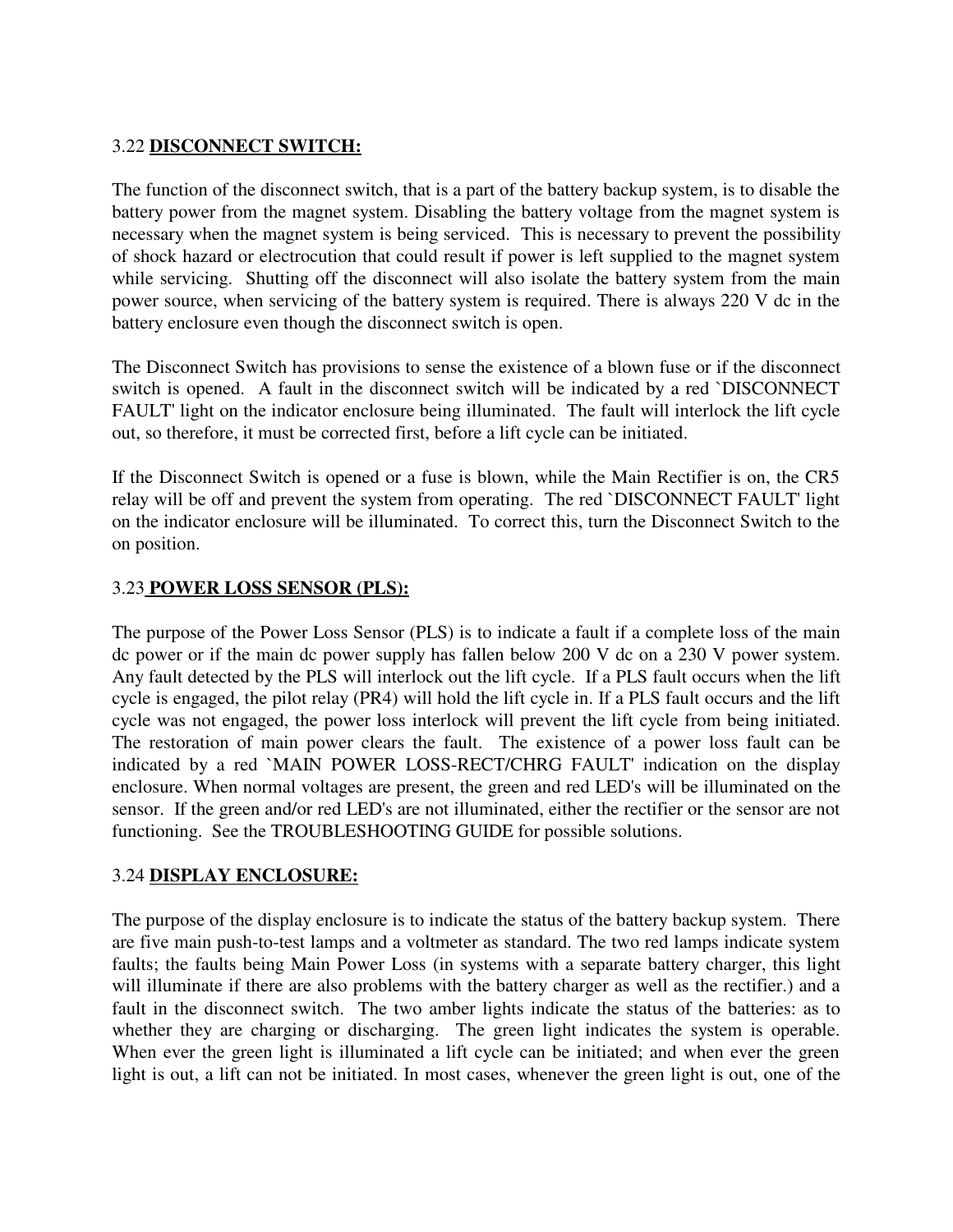### 3.22 **DISCONNECT SWITCH:**

The function of the disconnect switch, that is a part of the battery backup system, is to disable the battery power from the magnet system. Disabling the battery voltage from the magnet system is necessary when the magnet system is being serviced. This is necessary to prevent the possibility of shock hazard or electrocution that could result if power is left supplied to the magnet system while servicing. Shutting off the disconnect will also isolate the battery system from the main power source, when servicing of the battery system is required. There is always 220 V dc in the battery enclosure even though the disconnect switch is open.

The Disconnect Switch has provisions to sense the existence of a blown fuse or if the disconnect switch is opened. A fault in the disconnect switch will be indicated by a red `DISCONNECT FAULT' light on the indicator enclosure being illuminated. The fault will interlock the lift cycle out, so therefore, it must be corrected first, before a lift cycle can be initiated.

If the Disconnect Switch is opened or a fuse is blown, while the Main Rectifier is on, the CR5 relay will be off and prevent the system from operating. The red `DISCONNECT FAULT' light on the indicator enclosure will be illuminated. To correct this, turn the Disconnect Switch to the on position.

### 3.23 **POWER LOSS SENSOR (PLS):**

The purpose of the Power Loss Sensor (PLS) is to indicate a fault if a complete loss of the main dc power or if the main dc power supply has fallen below 200 V dc on a 230 V power system. Any fault detected by the PLS will interlock out the lift cycle. If a PLS fault occurs when the lift cycle is engaged, the pilot relay (PR4) will hold the lift cycle in. If a PLS fault occurs and the lift cycle was not engaged, the power loss interlock will prevent the lift cycle from being initiated. The restoration of main power clears the fault. The existence of a power loss fault can be indicated by a red `MAIN POWER LOSS-RECT/CHRG FAULT' indication on the display enclosure. When normal voltages are present, the green and red LED's will be illuminated on the sensor. If the green and/or red LED's are not illuminated, either the rectifier or the sensor are not functioning. See the TROUBLESHOOTING GUIDE for possible solutions.

### 3.24 **DISPLAY ENCLOSURE:**

The purpose of the display enclosure is to indicate the status of the battery backup system. There are five main push-to-test lamps and a voltmeter as standard. The two red lamps indicate system faults; the faults being Main Power Loss (in systems with a separate battery charger, this light will illuminate if there are also problems with the battery charger as well as the rectifier.) and a fault in the disconnect switch. The two amber lights indicate the status of the batteries: as to whether they are charging or discharging. The green light indicates the system is operable. When ever the green light is illuminated a lift cycle can be initiated; and when ever the green light is out, a lift can not be initiated. In most cases, whenever the green light is out, one of the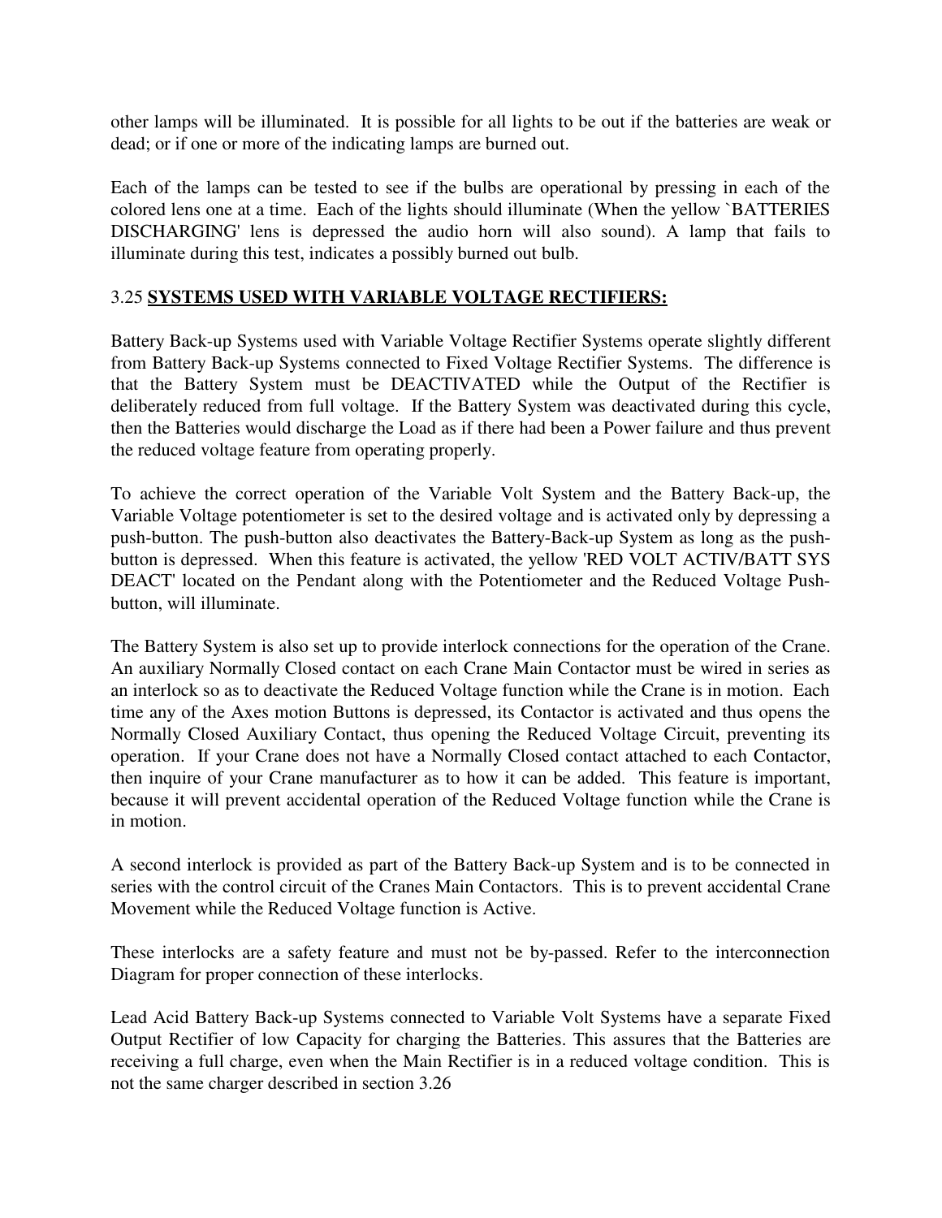other lamps will be illuminated. It is possible for all lights to be out if the batteries are weak or dead; or if one or more of the indicating lamps are burned out.

Each of the lamps can be tested to see if the bulbs are operational by pressing in each of the colored lens one at a time. Each of the lights should illuminate (When the yellow `BATTERIES DISCHARGING' lens is depressed the audio horn will also sound). A lamp that fails to illuminate during this test, indicates a possibly burned out bulb.

3.25 **SYSTEMS USED WITH VARIABLE VOLTAGE RECTIFIERS:**

Battery Back-up Systems used with Variable Voltage Rectifier Systems operate slightly different from Battery Back-up Systems connected to Fixed Voltage Rectifier Systems. The difference is that the Battery System must be DEACTIVATED while the Output of the Rectifier is deliberately reduced from full voltage. If the Battery System was deactivated during this cycle, then the Batteries would discharge the Load as if there had been a Power failure and thus prevent the reduced voltage feature from operating properly.

To achieve the correct operation of the Variable Volt System and the Battery Back-up, the Variable Voltage potentiometer is set to the desired voltage and is activated only by depressing a push-button. The push-button also deactivates the Battery-Back-up System as long as the push-button is depressed. When this feature is activated, the yellow 'RED VOLT ACTIV/BATT SYS DEACT' located on the Pendant along with the Potentiometer and the Reduced Voltage Push-button, will illuminate.

The Battery System is also set up to provide interlock connections for the operation of the Crane. An auxiliary Normally Closed contact on each Crane Main Contactor must be wired in series as an interlock so as to deactivate the Reduced Voltage function while the Crane is in motion. Each time any of the Axes motion Buttons is depressed, its Contactor is activated and thus opens the Normally Closed Auxiliary Contact, thus opening the Reduced Voltage Circuit, preventing its operation. If your Crane does not have a Normally Closed contact attached to each Contactor, then inquire of your Crane manufacturer as to how it can be added. This feature is important, because it will prevent accidental operation of the Reduced Voltage function while the Crane is in motion.

A second interlock is provided as part of the Battery Back-up System and is to be connected in series with the control circuit of the Cranes Main Contactors. This is to prevent accidental Crane Movement while the Reduced Voltage function is Active.

These interlocks are a safety feature and must not be by-passed. Refer to the interconnection Diagram for proper connection of these interlocks.

Lead Acid Battery Back-up Systems connected to Variable Volt Systems have a separate Fixed Output Rectifier of low Capacity for charging the Batteries. This assures that the Batteries are receiving a full charge, even when the Main Rectifier is in a reduced voltage condition. This is not the same charger described in section 3.26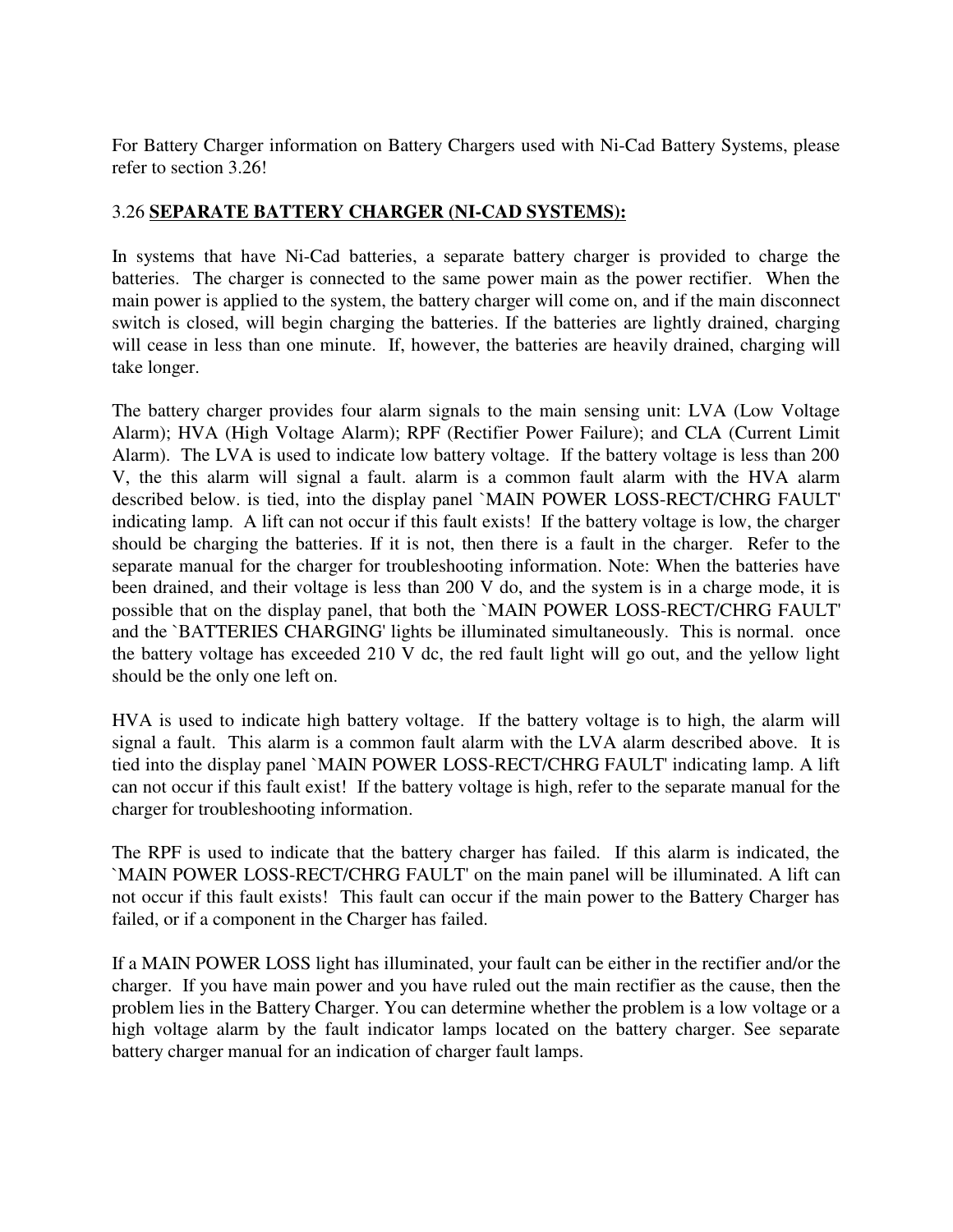For Battery Charger information on Battery Chargers used with Ni-Cad Battery Systems, please refer to section 3.26!

## 3.26 **SEPARATE BATTERY CHARGER (NI-CAD SYSTEMS):**

In systems that have Ni-Cad batteries, a separate battery charger is provided to charge the batteries. The charger is connected to the same power main as the power rectifier. When the main power is applied to the system, the battery charger will come on, and if the main disconnect switch is closed, will begin charging the batteries. If the batteries are lightly drained, charging will cease in less than one minute. If, however, the batteries are heavily drained, charging will take longer.

The battery charger provides four alarm signals to the main sensing unit: LVA (Low Voltage Alarm); HVA (High Voltage Alarm); RPF (Rectifier Power Failure); and CLA (Current Limit Alarm). The LVA is used to indicate low battery voltage. If the battery voltage is less than 200 V, the this alarm will signal a fault. alarm is a common fault alarm with the HVA alarm described below. is tied, into the display panel `MAIN POWER LOSS-RECT/CHRG FAULT' indicating lamp. A lift can not occur if this fault exists! If the battery voltage is low, the charger should be charging the batteries. If it is not, then there is a fault in the charger. Refer to the separate manual for the charger for troubleshooting information. Note: When the batteries have been drained, and their voltage is less than 200 V do, and the system is in a charge mode, it is possible that on the display panel, that both the `MAIN POWER LOSS-RECT/CHRG FAULT' and the `BATTERIES CHARGING' lights be illuminated simultaneously. This is normal. once the battery voltage has exceeded 210 V dc, the red fault light will go out, and the yellow light should be the only one left on.

HVA is used to indicate high battery voltage. If the battery voltage is to high, the alarm will signal a fault. This alarm is a common fault alarm with the LVA alarm described above. It is tied into the display panel `MAIN POWER LOSS-RECT/CHRG FAULT' indicating lamp. A lift can not occur if this fault exist! If the battery voltage is high, refer to the separate manual for the charger for troubleshooting information.

The RPF is used to indicate that the battery charger has failed. If this alarm is indicated, the `MAIN POWER LOSS-RECT/CHRG FAULT' on the main panel will be illuminated. A lift can not occur if this fault exists! This fault can occur if the main power to the Battery Charger has failed, or if a component in the Charger has failed.

If a MAIN POWER LOSS light has illuminated, your fault can be either in the rectifier and/or the charger. If you have main power and you have ruled out the main rectifier as the cause, then the problem lies in the Battery Charger. You can determine whether the problem is a low voltage or a high voltage alarm by the fault indicator lamps located on the battery charger. See separate battery charger manual for an indication of charger fault lamps.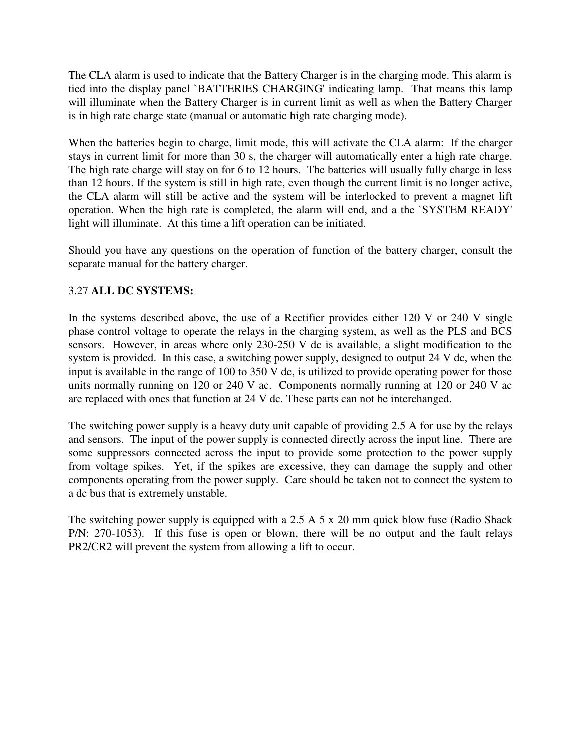The CLA alarm is used to indicate that the Battery Charger is in the charging mode. This alarm is tied into the display panel `BATTERIES CHARGING' indicating lamp. That means this lamp will illuminate when the Battery Charger is in current limit as well as when the Battery Charger is in high rate charge state (manual or automatic high rate charging mode).

When the batteries begin to charge, limit mode, this will activate the CLA alarm: If the charger stays in current limit for more than 30 s, the charger will automatically enter a high rate charge. The high rate charge will stay on for 6 to 12 hours. The batteries will usually fully charge in less than 12 hours. If the system is still in high rate, even though the current limit is no longer active, the CLA alarm will still be active and the system will be interlocked to prevent a magnet lift operation. When the high rate is completed, the alarm will end, and a the `SYSTEM READY' light will illuminate. At this time a lift operation can be initiated.

Should you have any questions on the operation of function of the battery charger, consult the separate manual for the battery charger.

### 3.27 **ALL DC SYSTEMS:**

In the systems described above, the use of a Rectifier provides either 120 V or 240 V single phase control voltage to operate the relays in the charging system, as well as the PLS and BCS sensors. However, in areas where only 230-250 V dc is available, a slight modification to the system is provided. In this case, a switching power supply, designed to output 24 V dc, when the input is available in the range of 100 to 350 V dc, is utilized to provide operating power for those units normally running on 120 or 240 V ac. Components normally running at 120 or 240 V ac are replaced with ones that function at 24 V dc. These parts can not be interchanged.

The switching power supply is a heavy duty unit capable of providing 2.5 A for use by the relays and sensors. The input of the power supply is connected directly across the input line. There are some suppressors connected across the input to provide some protection to the power supply from voltage spikes. Yet, if the spikes are excessive, they can damage the supply and other components operating from the power supply. Care should be taken not to connect the system to a dc bus that is extremely unstable.

The switching power supply is equipped with a 2.5 A 5 x 20 mm quick blow fuse (Radio Shack P/N: 270-1053). If this fuse is open or blown, there will be no output and the fault relays PR2/CR2 will prevent the system from allowing a lift to occur.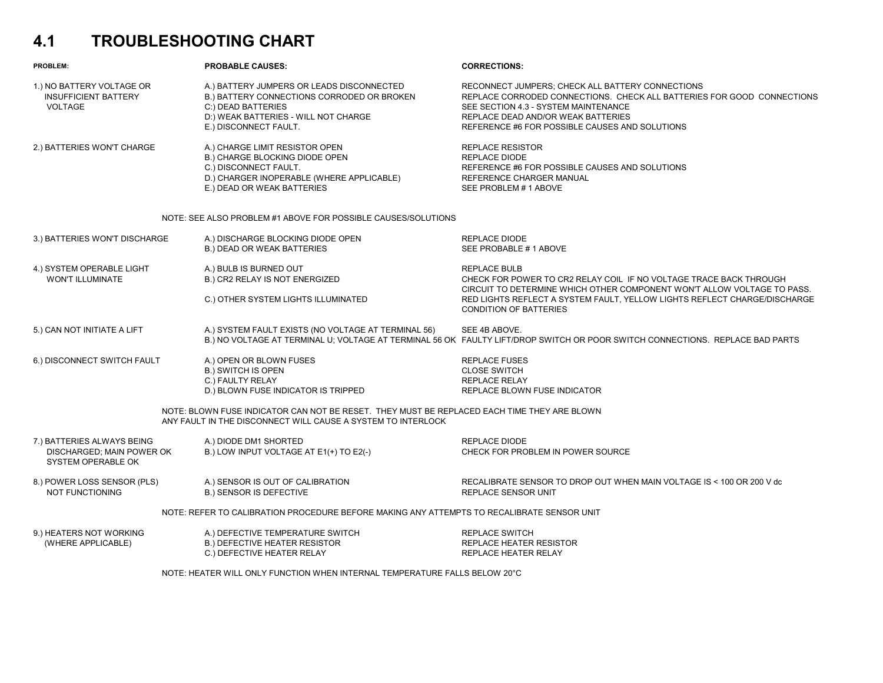## 4.1 TROUBLESHOOTING CHART

| PROBLEM: | PROBABLE CAUSES: | CORRECTIONS: |
|---|---|---|
| 1.) NO BATTERY VOLTAGE OR INSUFFICIENT BATTERY VOLTAGE | A.) BATTERY JUMPERS OR LEADS DISCONNECTED | RECONNECT JUMPERS; CHECK ALL BATTERY CONNECTIONS |
| | B.) BATTERY CONNECTIONS CORRODED OR BROKEN | REPLACE CORRODED CONNECTIONS. CHECK ALL BATTERIES FOR GOOD CONNECTIONS |
| | C:) DEAD BATTERIES | SEE SECTION 4.3 - SYSTEM MAINTENANCE |
| | D:) WEAK BATTERIES - WILL NOT CHARGE | REPLACE DEAD AND/OR WEAK BATTERIES |
| | E.) DISCONNECT FAULT. | REFERENCE #6 FOR POSSIBLE CAUSES AND SOLUTIONS |
| 2.) BATTERIES WON'T CHARGE | A.) CHARGE LIMIT RESISTOR OPEN | REPLACE RESISTOR |
| | B.) CHARGE BLOCKING DIODE OPEN | REPLACE DIODE |
| | C.) DISCONNECT FAULT. | REFERENCE #6 FOR POSSIBLE CAUSES AND SOLUTIONS |
| | D.) CHARGER INOPERABLE (WHERE APPLICABLE) | REFERENCE CHARGER MANUAL |
| | E.) DEAD OR WEAK BATTERIES | SEE PROBLEM # 1 ABOVE |
| | NOTE: SEE ALSO PROBLEM #1 ABOVE FOR POSSIBLE CAUSES/SOLUTIONS | |
| 3.) BATTERIES WON'T DISCHARGE | A.) DISCHARGE BLOCKING DIODE OPEN | REPLACE DIODE |
| | B.) DEAD OR WEAK BATTERIES | SEE PROBABLE # 1 ABOVE |
| 4.) SYSTEM OPERABLE LIGHT WON'T ILLUMINATE | A.) BULB IS BURNED OUT | REPLACE BULB |
| | B.) CR2 RELAY IS NOT ENERGIZED | CHECK FOR POWER TO CR2 RELAY COIL IF NO VOLTAGE TRACE BACK THROUGH CIRCUIT TO DETERMINE WHICH OTHER COMPONENT WON'T ALLOW VOLTAGE TO PASS. |
| | C.) OTHER SYSTEM LIGHTS ILLUMINATED | RED LIGHTS REFLECT A SYSTEM FAULT, YELLOW LIGHTS REFLECT CHARGE/DISCHARGE CONDITION OF BATTERIES |
| 5.) CAN NOT INITIATE A LIFT | A.) SYSTEM FAULT EXISTS (NO VOLTAGE AT TERMINAL 56) | SEE 4B ABOVE. |
| | B.) NO VOLTAGE AT TERMINAL U; VOLTAGE AT TERMINAL 56 OK | FAULTY LIFT/DROP SWITCH OR POOR SWITCH CONNECTIONS. REPLACE BAD PARTS |
| 6.) DISCONNECT SWITCH FAULT | A.) OPEN OR BLOWN FUSES | REPLACE FUSES |
| | B.) SWITCH IS OPEN | CLOSE SWITCH |
| | C.) FAULTY RELAY | REPLACE RELAY |
| | D.) BLOWN FUSE INDICATOR IS TRIPPED | REPLACE BLOWN FUSE INDICATOR |
| | NOTE: BLOWN FUSE INDICATOR CAN NOT BE RESET. THEY MUST BE REPLACED EACH TIME THEY ARE BLOWN ANY FAULT IN THE DISCONNECT WILL CAUSE A SYSTEM TO INTERLOCK | |
| 7.) BATTERIES ALWAYS BEING DISCHARGED; MAIN POWER OK SYSTEM OPERABLE OK | A.) DIODE DM1 SHORTED | REPLACE DIODE |
| | B.) LOW INPUT VOLTAGE AT E1(+) TO E2(-) | CHECK FOR PROBLEM IN POWER SOURCE |
| 8.) POWER LOSS SENSOR (PLS) NOT FUNCTIONING | A.) SENSOR IS OUT OF CALIBRATION | RECALIBRATE SENSOR TO DROP OUT WHEN MAIN VOLTAGE IS < 100 OR 200 V dc |
| | B.) SENSOR IS DEFECTIVE | REPLACE SENSOR UNIT |
| | NOTE: REFER TO CALIBRATION PROCEDURE BEFORE MAKING ANY ATTEMPTS TO RECALIBRATE SENSOR UNIT | |
| 9.) HEATERS NOT WORKING (WHERE APPLICABLE) | A.) DEFECTIVE TEMPERATURE SWITCH | REPLACE SWITCH |
| | B.) DEFECTIVE HEATER RESISTOR | REPLACE HEATER RESISTOR |
| | C.) DEFECTIVE HEATER RELAY | REPLACE HEATER RELAY |
| | NOTE: HEATER WILL ONLY FUNCTION WHEN INTERNAL TEMPERATURE FALLS BELOW 20°C | |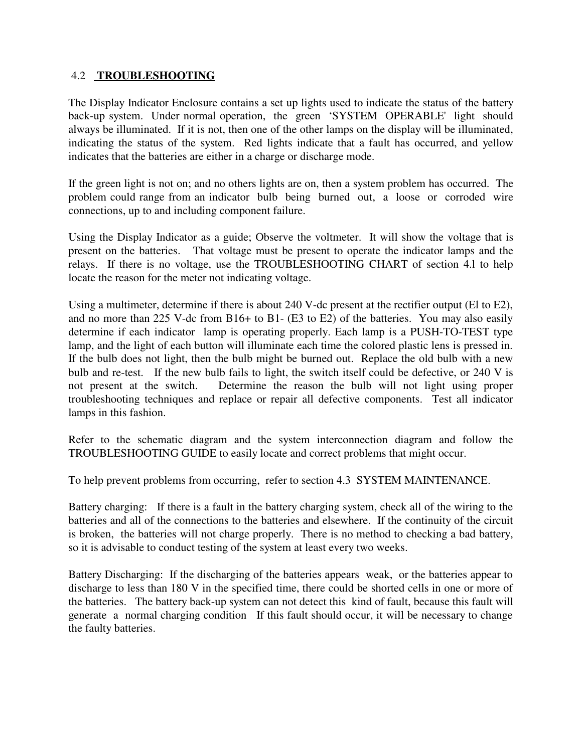## 4.2 **TROUBLESHOOTING**

The Display Indicator Enclosure contains a set up lights used to indicate the status of the battery back-up system. Under normal operation, the green 'SYSTEM OPERABLE' light should always be illuminated. If it is not, then one of the other lamps on the display will be illuminated, indicating the status of the system. Red lights indicate that a fault has occurred, and yellow indicates that the batteries are either in a charge or discharge mode.

If the green light is not on; and no others lights are on, then a system problem has occurred. The problem could range from an indicator bulb being burned out, a loose or corroded wire connections, up to and including component failure.

Using the Display Indicator as a guide; Observe the voltmeter. It will show the voltage that is present on the batteries. That voltage must be present to operate the indicator lamps and the relays. If there is no voltage, use the TROUBLESHOOTING CHART of section 4.l to help locate the reason for the meter not indicating voltage.

Using a multimeter, determine if there is about 240 V-dc present at the rectifier output (El to E2), and no more than 225 V-dc from B16+ to B1- (E3 to E2) of the batteries. You may also easily determine if each indicator lamp is operating properly. Each lamp is a PUSH-TO-TEST type lamp, and the light of each button will illuminate each time the colored plastic lens is pressed in. If the bulb does not light, then the bulb might be burned out. Replace the old bulb with a new bulb and re-test. If the new bulb fails to light, the switch itself could be defective, or 240 V is not present at the switch. Determine the reason the bulb will not light using proper troubleshooting techniques and replace or repair all defective components. Test all indicator lamps in this fashion.

Refer to the schematic diagram and the system interconnection diagram and follow the TROUBLESHOOTING GUIDE to easily locate and correct problems that might occur.

To help prevent problems from occurring, refer to section 4.3 SYSTEM MAINTENANCE.

Battery charging: If there is a fault in the battery charging system, check all of the wiring to the batteries and all of the connections to the batteries and elsewhere. If the continuity of the circuit is broken, the batteries will not charge properly. There is no method to checking a bad battery, so it is advisable to conduct testing of the system at least every two weeks.

Battery Discharging: If the discharging of the batteries appears weak, or the batteries appear to discharge to less than 180 V in the specified time, there could be shorted cells in one or more of the batteries. The battery back-up system can not detect this kind of fault, because this fault will generate a normal charging condition If this fault should occur, it will be necessary to change the faulty batteries.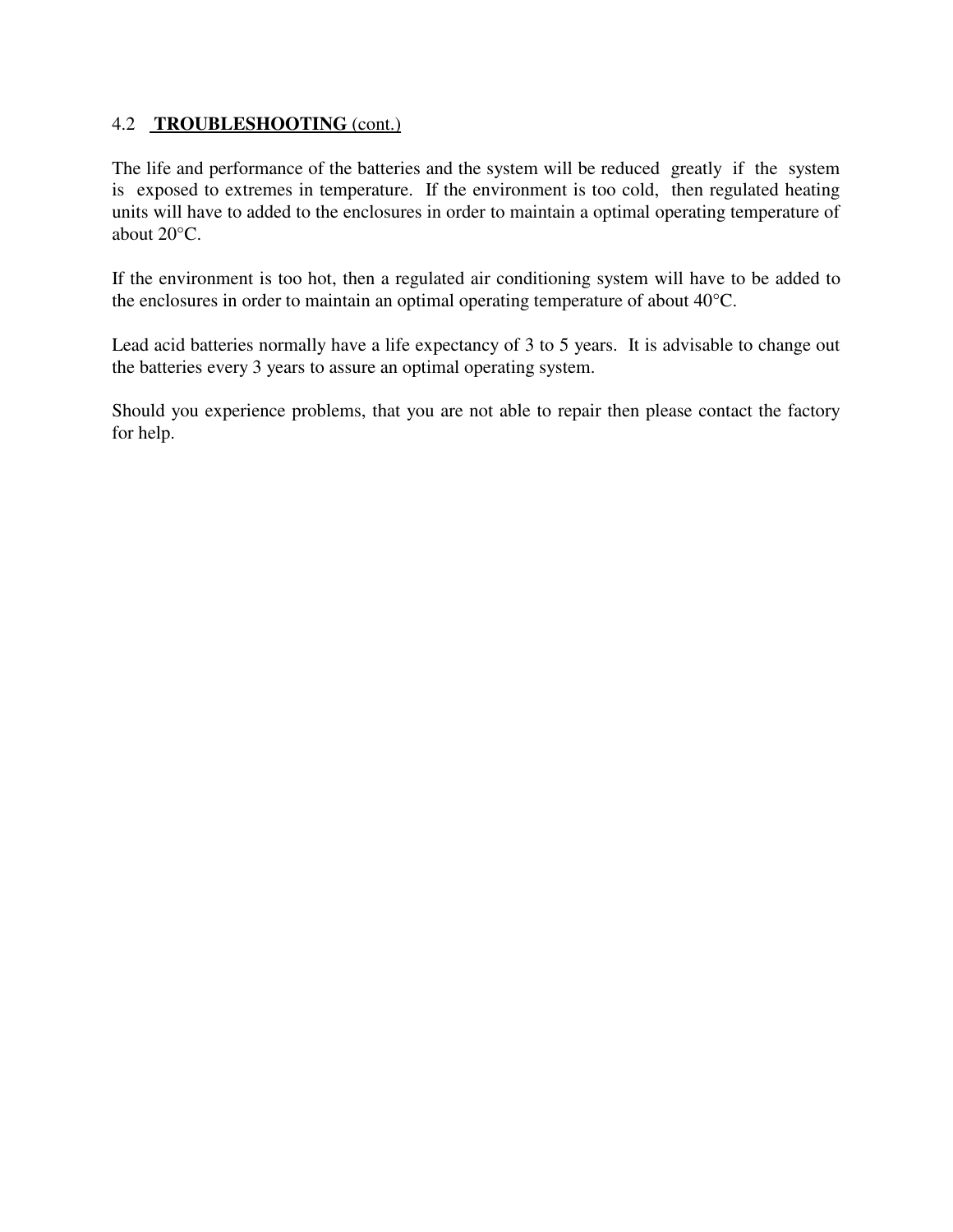## 4.2 **TROUBLESHOOTING** (cont.)

The life and performance of the batteries and the system will be reduced greatly if the system is exposed to extremes in temperature. If the environment is too cold, then regulated heating units will have to added to the enclosures in order to maintain a optimal operating temperature of about 20°C.

If the environment is too hot, then a regulated air conditioning system will have to be added to the enclosures in order to maintain an optimal operating temperature of about 40°C.

Lead acid batteries normally have a life expectancy of 3 to 5 years. It is advisable to change out the batteries every 3 years to assure an optimal operating system.

Should you experience problems, that you are not able to repair then please contact the factory for help.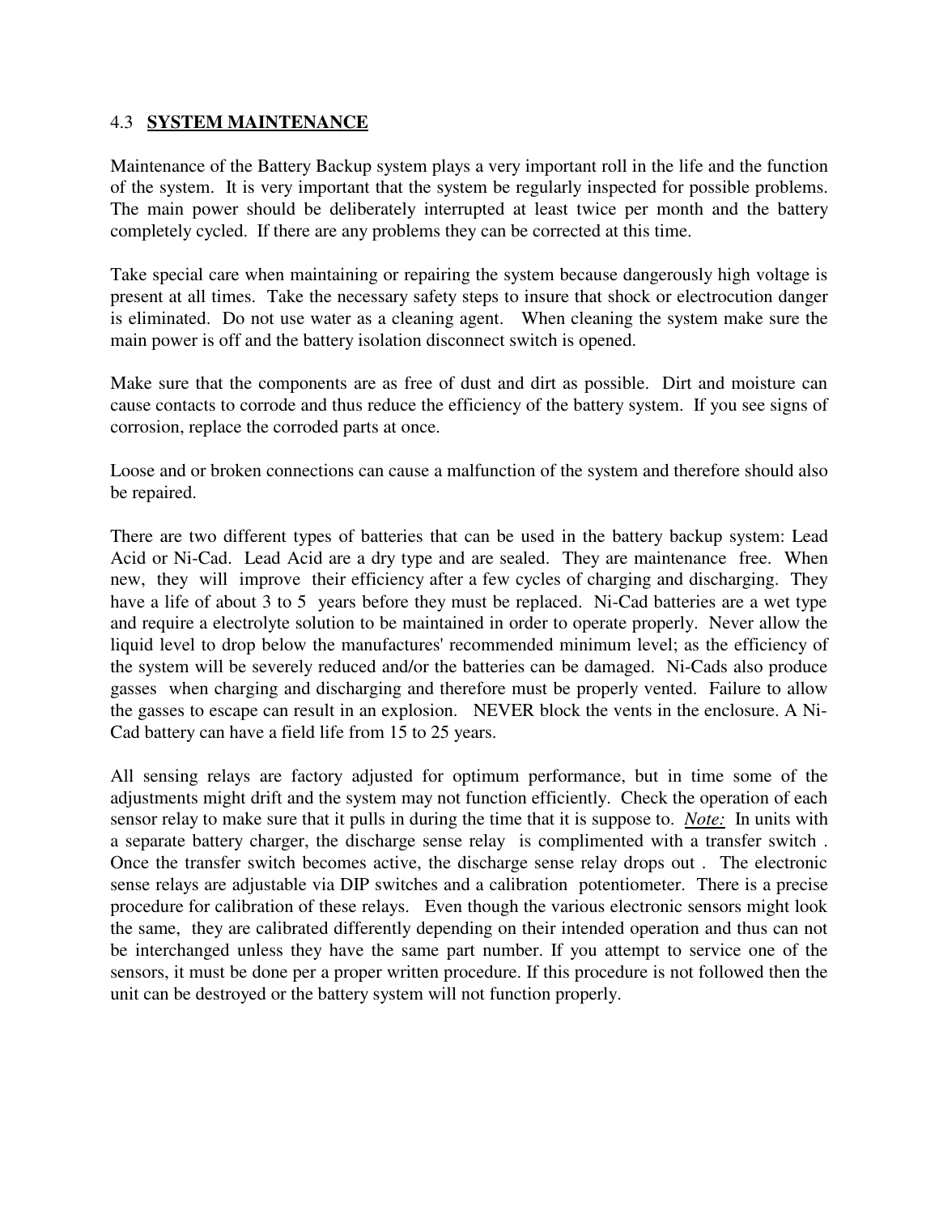## 4.3 **SYSTEM MAINTENANCE**

Maintenance of the Battery Backup system plays a very important roll in the life and the function of the system. It is very important that the system be regularly inspected for possible problems. The main power should be deliberately interrupted at least twice per month and the battery completely cycled. If there are any problems they can be corrected at this time.

Take special care when maintaining or repairing the system because dangerously high voltage is present at all times. Take the necessary safety steps to insure that shock or electrocution danger is eliminated. Do not use water as a cleaning agent. When cleaning the system make sure the main power is off and the battery isolation disconnect switch is opened.

Make sure that the components are as free of dust and dirt as possible. Dirt and moisture can cause contacts to corrode and thus reduce the efficiency of the battery system. If you see signs of corrosion, replace the corroded parts at once.

Loose and or broken connections can cause a malfunction of the system and therefore should also be repaired.

There are two different types of batteries that can be used in the battery backup system: Lead Acid or Ni-Cad. Lead Acid are a dry type and are sealed. They are maintenance free. When new, they will improve their efficiency after a few cycles of charging and discharging. They have a life of about 3 to 5 years before they must be replaced. Ni-Cad batteries are a wet type and require a electrolyte solution to be maintained in order to operate properly. Never allow the liquid level to drop below the manufactures' recommended minimum level; as the efficiency of the system will be severely reduced and/or the batteries can be damaged. Ni-Cads also produce gasses when charging and discharging and therefore must be properly vented. Failure to allow the gasses to escape can result in an explosion. NEVER block the vents in the enclosure. A Ni-Cad battery can have a field life from 15 to 25 years.

All sensing relays are factory adjusted for optimum performance, but in time some of the adjustments might drift and the system may not function efficiently. Check the operation of each sensor relay to make sure that it pulls in during the time that it is suppose to. *__Note:__* In units with a separate battery charger, the discharge sense relay is complimented with a transfer switch . Once the transfer switch becomes active, the discharge sense relay drops out . The electronic sense relays are adjustable via DIP switches and a calibration potentiometer. There is a precise procedure for calibration of these relays. Even though the various electronic sensors might look the same, they are calibrated differently depending on their intended operation and thus can not be interchanged unless they have the same part number. If you attempt to service one of the sensors, it must be done per a proper written procedure. If this procedure is not followed then the unit can be destroyed or the battery system will not function properly.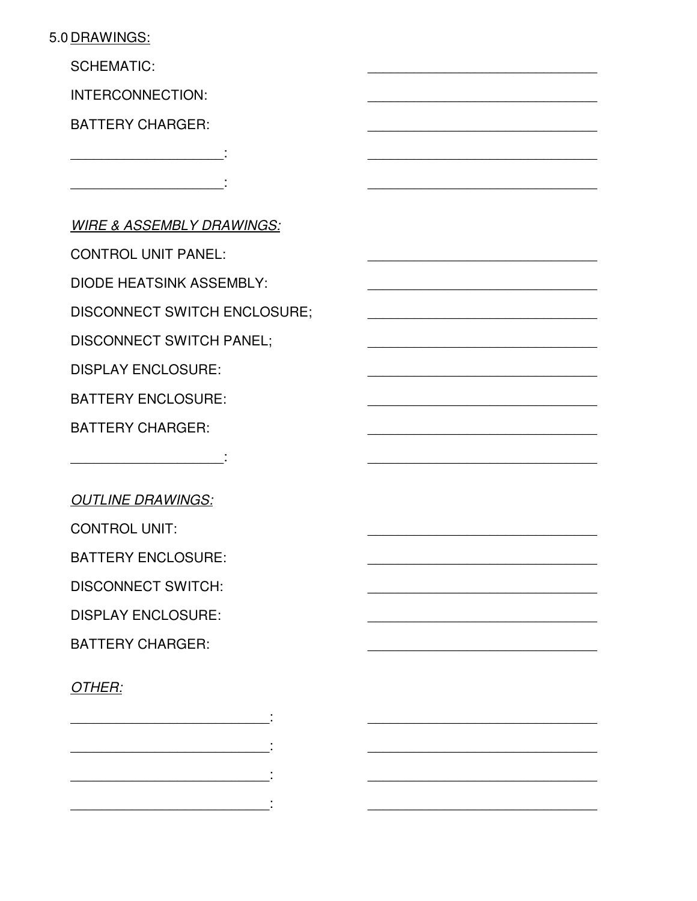## 5.0 DRAWINGS:

SCHEMATIC: ______________________________

INTERCONNECTION: ______________________________

BATTERY CHARGER: ______________________________

____________________: ______________________________

____________________: ______________________________

*WIRE & ASSEMBLY DRAWINGS:*

CONTROL UNIT PANEL: ______________________________

DIODE HEATSINK ASSEMBLY: ______________________________

DISCONNECT SWITCH ENCLOSURE; ______________________________

DISCONNECT SWITCH PANEL; ______________________________

DISPLAY ENCLOSURE: ______________________________

BATTERY ENCLOSURE: ______________________________

BATTERY CHARGER: ______________________________

____________________: ______________________________

*OUTLINE DRAWINGS:*

CONTROL UNIT: ______________________________

BATTERY ENCLOSURE: ______________________________

DISCONNECT SWITCH: ______________________________

DISPLAY ENCLOSURE: ______________________________

BATTERY CHARGER: ______________________________

*OTHER:*

__________________________: ______________________________

__________________________: ______________________________

__________________________: ______________________________

__________________________: ______________________________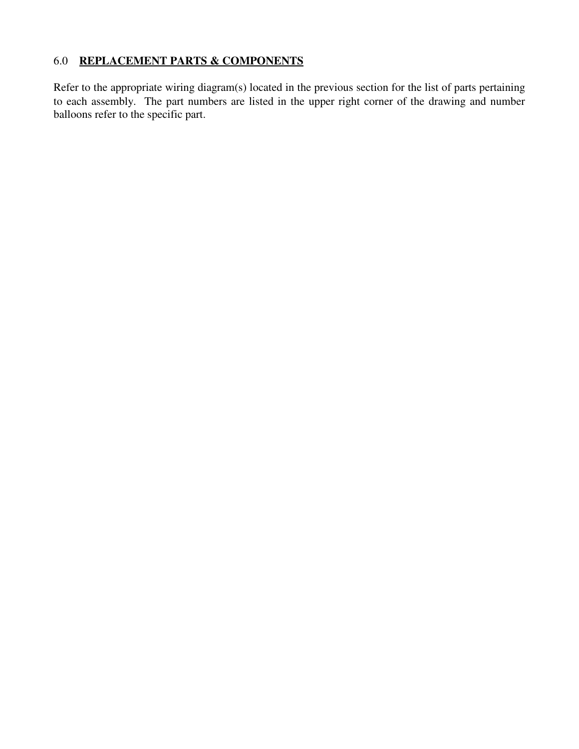## 6.0 **REPLACEMENT PARTS & COMPONENTS**

Refer to the appropriate wiring diagram(s) located in the previous section for the list of parts pertaining to each assembly. The part numbers are listed in the upper right corner of the drawing and number balloons refer to the specific part.